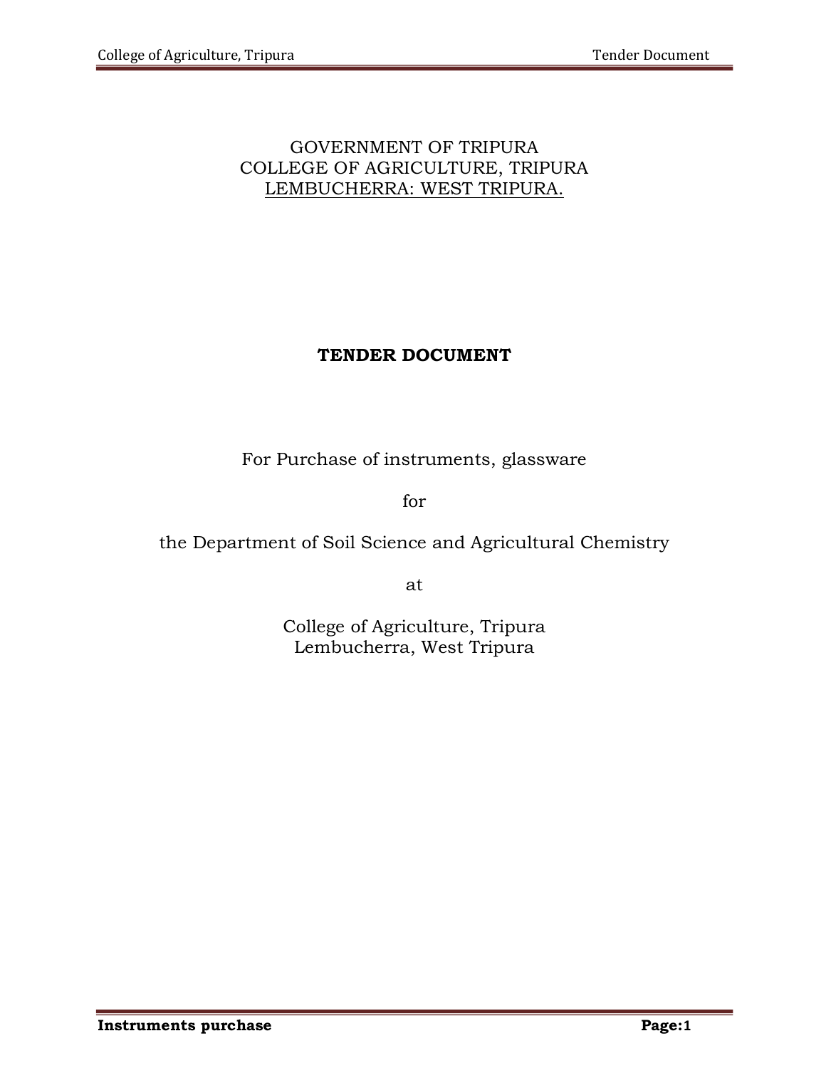GOVERNMENT OF TRIPURA
COLLEGE OF AGRICULTURE, TRIPURA
LEMBUCHERRA: WEST TRIPURA.

# TENDER DOCUMENT

For Purchase of instruments, glassware

for

the Department of Soil Science and Agricultural Chemistry

at

College of Agriculture, Tripura
Lembucherra, West Tripura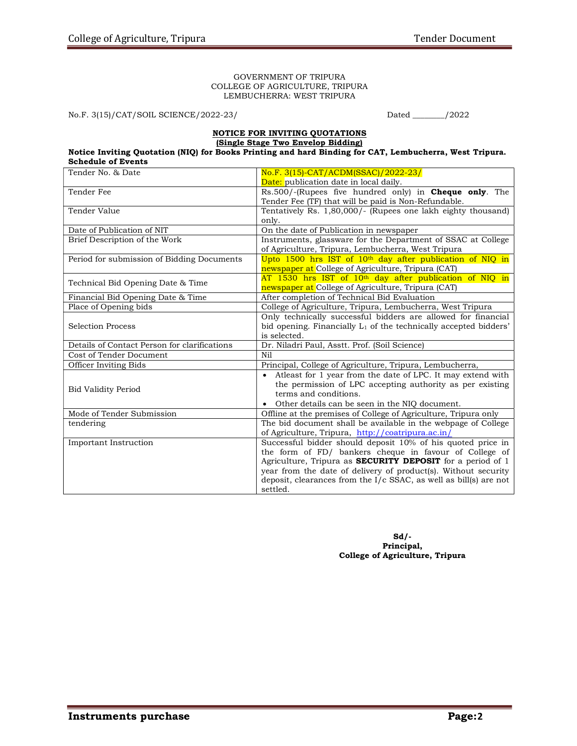GOVERNMENT OF TRIPURA
COLLEGE OF AGRICULTURE, TRIPURA
LEMBUCHERRA: WEST TRIPURA

No.F. 3(15)/CAT/SOIL SCIENCE/2022-23/ Dated ________/2022

**NOTICE FOR INVITING QUOTATIONS**
**(Single Stage Two Envelop Bidding)**

**Notice Inviting Quotation (NIQ) for Books Printing and hard Binding for CAT, Lembucherra, West Tripura.**

**Schedule of Events**

| | |
|---|---|
| Tender No. & Date | No.F. 3(15)-CAT/ACDM(SSAC)/2022-23/ Date: publication date in local daily. |
| Tender Fee | Rs.500/-(Rupees five hundred only) in **Cheque only**. The Tender Fee (TF) that will be paid is Non-Refundable. |
| Tender Value | Tentatively Rs. 1,80,000/- (Rupees one lakh eighty thousand) only. |
| Date of Publication of NIT | On the date of Publication in newspaper |
| Brief Description of the Work | Instruments, glassware for the Department of SSAC at College of Agriculture, Tripura, Lembucherra, West Tripura |
| Period for submission of Bidding Documents | Upto 1500 hrs IST of 10th day after publication of NIQ in newspaper at College of Agriculture, Tripura (CAT) |
| Technical Bid Opening Date & Time | AT 1530 hrs IST of 10th day after publication of NIQ in newspaper at College of Agriculture, Tripura (CAT) |
| Financial Bid Opening Date & Time | After completion of Technical Bid Evaluation |
| Place of Opening bids | College of Agriculture, Tripura, Lembucherra, West Tripura |
| Selection Process | Only technically successful bidders are allowed for financial bid opening. Financially $L_1$ of the technically accepted bidders' is selected. |
| Details of Contact Person for clarifications | Dr. Niladri Paul, Asstt. Prof. (Soil Science) |
| Cost of Tender Document | Nil |
| Officer Inviting Bids | Principal, College of Agriculture, Tripura, Lembucherra, |
| Bid Validity Period | • Atleast for 1 year from the date of LPC. It may extend with the permission of LPC accepting authority as per existing terms and conditions. • Other details can be seen in the NIQ document. |
| Mode of Tender Submission | Offline at the premises of College of Agriculture, Tripura only |
| tendering | The bid document shall be available in the webpage of College of Agriculture, Tripura, http://coatripura.ac.in/ |
| Important Instruction | Successful bidder should deposit 10% of his quoted price in the form of FD/ bankers cheque in favour of College of Agriculture, Tripura as **SECURITY DEPOSIT** for a period of 1 year from the date of delivery of product(s). Without security deposit, clearances from the I/c SSAC, as well as bill(s) are not settled. |

**Sd/-**
**Principal,**
**College of Agriculture, Tripura**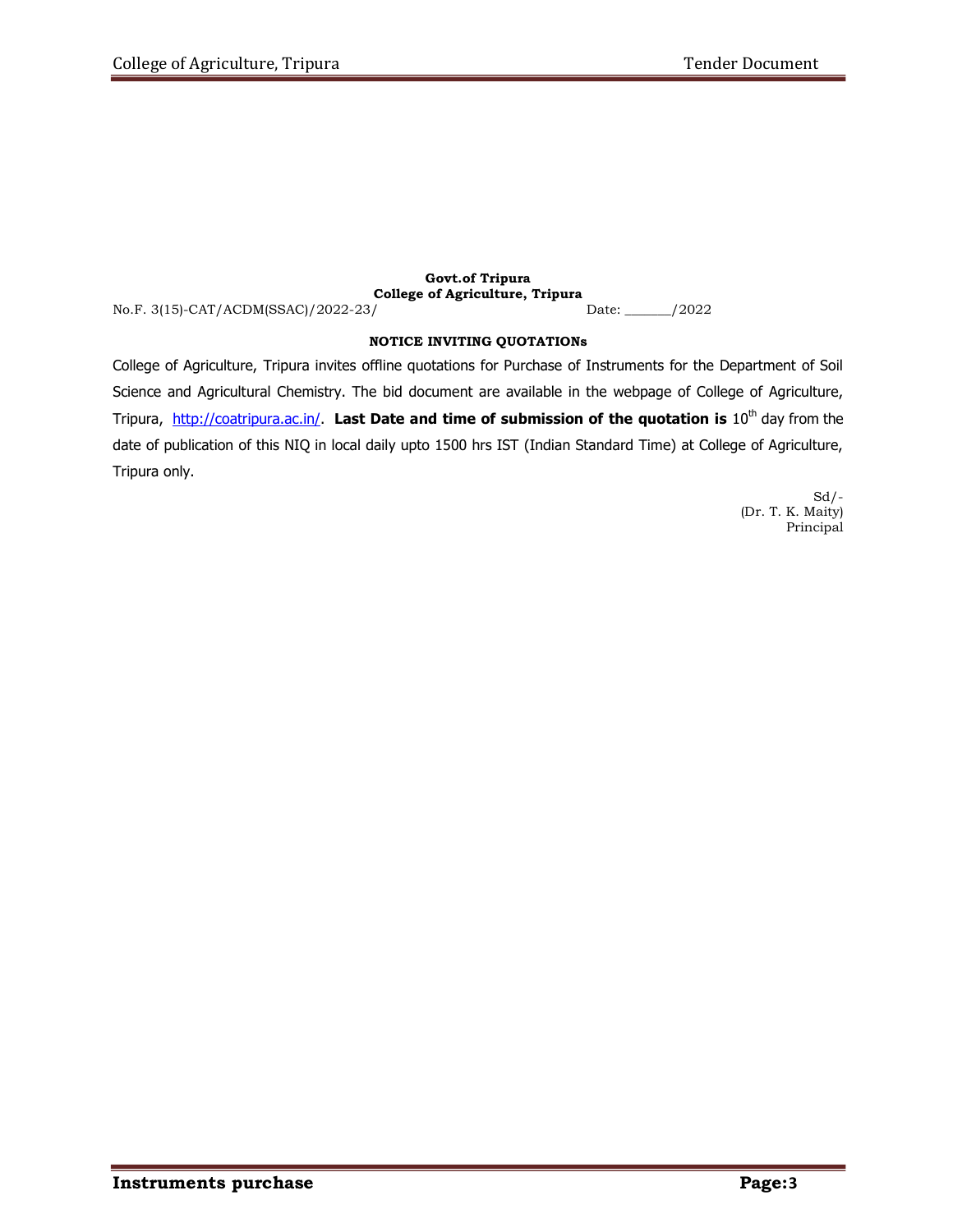**Govt.of Tripura**
**College of Agriculture, Tripura**

No.F. 3(15)-CAT/ACDM(SSAC)/2022-23/ Date: _______/2022

**NOTICE INVITING QUOTATIONs**

College of Agriculture, Tripura invites offline quotations for Purchase of Instruments for the Department of Soil Science and Agricultural Chemistry. The bid document are available in the webpage of College of Agriculture, Tripura, http://coatripura.ac.in/. **Last Date and time of submission of the quotation is** 10th day from the date of publication of this NIQ in local daily upto 1500 hrs IST (Indian Standard Time) at College of Agriculture, Tripura only.

Sd/-
(Dr. T. K. Maity)
Principal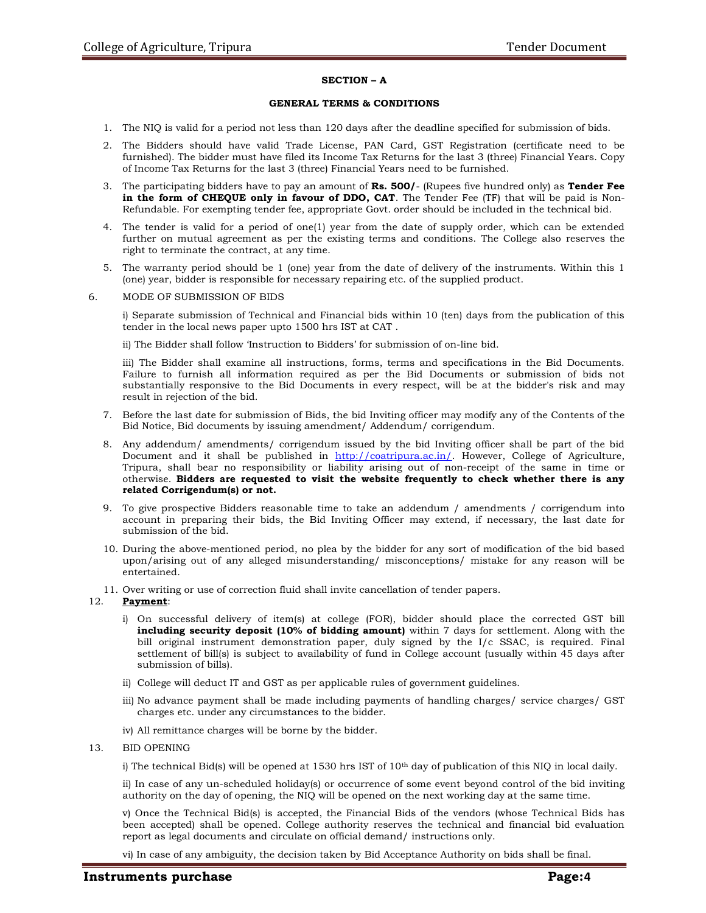**SECTION – A**

**GENERAL TERMS & CONDITIONS**

1. The NIQ is valid for a period not less than 120 days after the deadline specified for submission of bids.
2. The Bidders should have valid Trade License, PAN Card, GST Registration (certificate need to be furnished). The bidder must have filed its Income Tax Returns for the last 3 (three) Financial Years. Copy of Income Tax Returns for the last 3 (three) Financial Years need to be furnished.
3. The participating bidders have to pay an amount of **Rs. 500/**- (Rupees five hundred only) as **Tender Fee in the form of CHEQUE only in favour of DDO, CAT**. The Tender Fee (TF) that will be paid is Non-Refundable. For exempting tender fee, appropriate Govt. order should be included in the technical bid.
4. The tender is valid for a period of one(1) year from the date of supply order, which can be extended further on mutual agreement as per the existing terms and conditions. The College also reserves the right to terminate the contract, at any time.
5. The warranty period should be 1 (one) year from the date of delivery of the instruments. Within this 1 (one) year, bidder is responsible for necessary repairing etc. of the supplied product.
6. MODE OF SUBMISSION OF BIDS

   i) Separate submission of Technical and Financial bids within 10 (ten) days from the publication of this tender in the local news paper upto 1500 hrs IST at CAT .

   ii) The Bidder shall follow 'Instruction to Bidders' for submission of on-line bid.

   iii) The Bidder shall examine all instructions, forms, terms and specifications in the Bid Documents. Failure to furnish all information required as per the Bid Documents or submission of bids not substantially responsive to the Bid Documents in every respect, will be at the bidder's risk and may result in rejection of the bid.
7. Before the last date for submission of Bids, the bid Inviting officer may modify any of the Contents of the Bid Notice, Bid documents by issuing amendment/ Addendum/ corrigendum.
8. Any addendum/ amendments/ corrigendum issued by the bid Inviting officer shall be part of the bid Document and it shall be published in http://coatripura.ac.in/. However, College of Agriculture, Tripura, shall bear no responsibility or liability arising out of non-receipt of the same in time or otherwise. **Bidders are requested to visit the website frequently to check whether there is any related Corrigendum(s) or not.**
9. To give prospective Bidders reasonable time to take an addendum / amendments / corrigendum into account in preparing their bids, the Bid Inviting Officer may extend, if necessary, the last date for submission of the bid.
10. During the above-mentioned period, no plea by the bidder for any sort of modification of the bid based upon/arising out of any alleged misunderstanding/ misconceptions/ mistake for any reason will be entertained.
11. Over writing or use of correction fluid shall invite cancellation of tender papers.
12. **Payment**:

    i) On successful delivery of item(s) at college (FOR), bidder should place the corrected GST bill **including security deposit (10% of bidding amount)** within 7 days for settlement. Along with the bill original instrument demonstration paper, duly signed by the I/c SSAC, is required. Final settlement of bill(s) is subject to availability of fund in College account (usually within 45 days after submission of bills).

    ii) College will deduct IT and GST as per applicable rules of government guidelines.

    iii) No advance payment shall be made including payments of handling charges/ service charges/ GST charges etc. under any circumstances to the bidder.

    iv) All remittance charges will be borne by the bidder.
13. BID OPENING

    i) The technical Bid(s) will be opened at 1530 hrs IST of 10th day of publication of this NIQ in local daily.

    ii) In case of any un-scheduled holiday(s) or occurrence of some event beyond control of the bid inviting authority on the day of opening, the NIQ will be opened on the next working day at the same time.

    v) Once the Technical Bid(s) is accepted, the Financial Bids of the vendors (whose Technical Bids has been accepted) shall be opened. College authority reserves the technical and financial bid evaluation report as legal documents and circulate on official demand/ instructions only.

    vi) In case of any ambiguity, the decision taken by Bid Acceptance Authority on bids shall be final.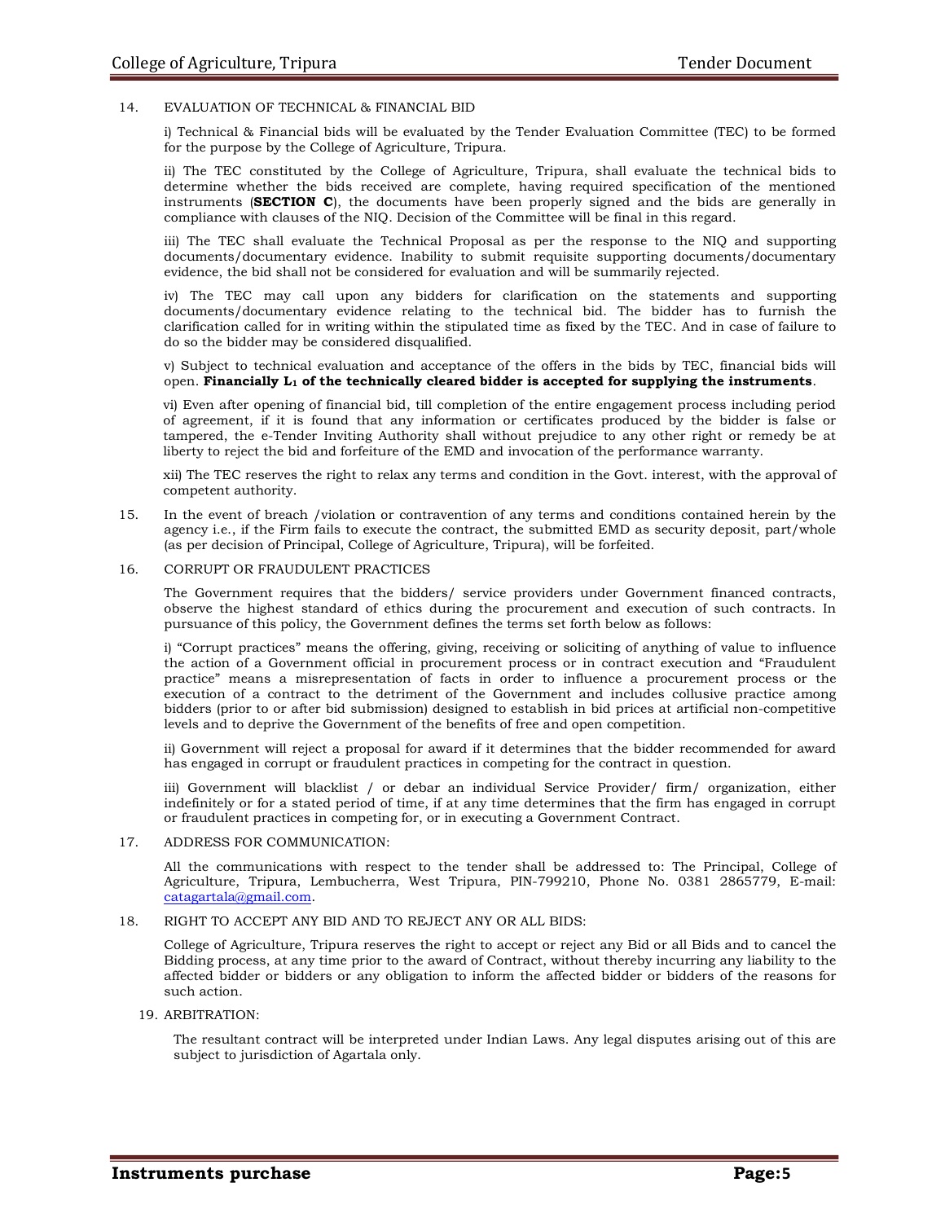14. EVALUATION OF TECHNICAL & FINANCIAL BID

i) Technical & Financial bids will be evaluated by the Tender Evaluation Committee (TEC) to be formed for the purpose by the College of Agriculture, Tripura.

ii) The TEC constituted by the College of Agriculture, Tripura, shall evaluate the technical bids to determine whether the bids received are complete, having required specification of the mentioned instruments (**SECTION C**), the documents have been properly signed and the bids are generally in compliance with clauses of the NIQ. Decision of the Committee will be final in this regard.

iii) The TEC shall evaluate the Technical Proposal as per the response to the NIQ and supporting documents/documentary evidence. Inability to submit requisite supporting documents/documentary evidence, the bid shall not be considered for evaluation and will be summarily rejected.

iv) The TEC may call upon any bidders for clarification on the statements and supporting documents/documentary evidence relating to the technical bid. The bidder has to furnish the clarification called for in writing within the stipulated time as fixed by the TEC. And in case of failure to do so the bidder may be considered disqualified.

v) Subject to technical evaluation and acceptance of the offers in the bids by TEC, financial bids will open. **Financially $L_1$ of the technically cleared bidder is accepted for supplying the instruments**.

vi) Even after opening of financial bid, till completion of the entire engagement process including period of agreement, if it is found that any information or certificates produced by the bidder is false or tampered, the e-Tender Inviting Authority shall without prejudice to any other right or remedy be at liberty to reject the bid and forfeiture of the EMD and invocation of the performance warranty.

xii) The TEC reserves the right to relax any terms and condition in the Govt. interest, with the approval of competent authority.

15. In the event of breach /violation or contravention of any terms and conditions contained herein by the agency i.e., if the Firm fails to execute the contract, the submitted EMD as security deposit, part/whole (as per decision of Principal, College of Agriculture, Tripura), will be forfeited.

16. CORRUPT OR FRAUDULENT PRACTICES

The Government requires that the bidders/ service providers under Government financed contracts, observe the highest standard of ethics during the procurement and execution of such contracts. In pursuance of this policy, the Government defines the terms set forth below as follows:

i) "Corrupt practices" means the offering, giving, receiving or soliciting of anything of value to influence the action of a Government official in procurement process or in contract execution and "Fraudulent practice" means a misrepresentation of facts in order to influence a procurement process or the execution of a contract to the detriment of the Government and includes collusive practice among bidders (prior to or after bid submission) designed to establish in bid prices at artificial non-competitive levels and to deprive the Government of the benefits of free and open competition.

ii) Government will reject a proposal for award if it determines that the bidder recommended for award has engaged in corrupt or fraudulent practices in competing for the contract in question.

iii) Government will blacklist / or debar an individual Service Provider/ firm/ organization, either indefinitely or for a stated period of time, if at any time determines that the firm has engaged in corrupt or fraudulent practices in competing for, or in executing a Government Contract.

17. ADDRESS FOR COMMUNICATION:

All the communications with respect to the tender shall be addressed to: The Principal, College of Agriculture, Tripura, Lembucherra, West Tripura, PIN-799210, Phone No. 0381 2865779, E-mail: catagartala@gmail.com.

18. RIGHT TO ACCEPT ANY BID AND TO REJECT ANY OR ALL BIDS:

College of Agriculture, Tripura reserves the right to accept or reject any Bid or all Bids and to cancel the Bidding process, at any time prior to the award of Contract, without thereby incurring any liability to the affected bidder or bidders or any obligation to inform the affected bidder or bidders of the reasons for such action.

19. ARBITRATION:

The resultant contract will be interpreted under Indian Laws. Any legal disputes arising out of this are subject to jurisdiction of Agartala only.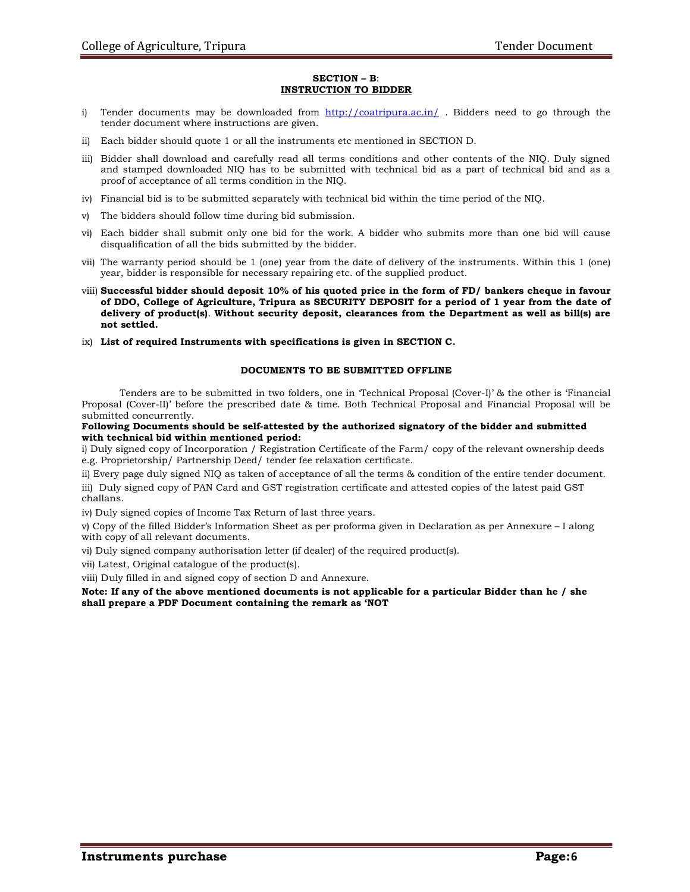## SECTION – B:
## INSTRUCTION TO BIDDER

i) Tender documents may be downloaded from http://coatripura.ac.in/ . Bidders need to go through the tender document where instructions are given.

ii) Each bidder should quote 1 or all the instruments etc mentioned in SECTION D.

iii) Bidder shall download and carefully read all terms conditions and other contents of the NIQ. Duly signed and stamped downloaded NIQ has to be submitted with technical bid as a part of technical bid and as a proof of acceptance of all terms condition in the NIQ.

iv) Financial bid is to be submitted separately with technical bid within the time period of the NIQ.

v) The bidders should follow time during bid submission.

vi) Each bidder shall submit only one bid for the work. A bidder who submits more than one bid will cause disqualification of all the bids submitted by the bidder.

vii) The warranty period should be 1 (one) year from the date of delivery of the instruments. Within this 1 (one) year, bidder is responsible for necessary repairing etc. of the supplied product.

viii) **Successful bidder should deposit 10% of his quoted price in the form of FD/ bankers cheque in favour of DDO, College of Agriculture, Tripura as SECURITY DEPOSIT for a period of 1 year from the date of delivery of product(s)**. **Without security deposit, clearances from the Department as well as bill(s) are not settled.**

ix) **List of required Instruments with specifications is given in SECTION C.**

### DOCUMENTS TO BE SUBMITTED OFFLINE

Tenders are to be submitted in two folders, one in 'Technical Proposal (Cover-I)' & the other is 'Financial Proposal (Cover-II)' before the prescribed date & time. Both Technical Proposal and Financial Proposal will be submitted concurrently.

**Following Documents should be self-attested by the authorized signatory of the bidder and submitted with technical bid within mentioned period:**

i) Duly signed copy of Incorporation / Registration Certificate of the Farm/ copy of the relevant ownership deeds e.g. Proprietorship/ Partnership Deed/ tender fee relaxation certificate.

ii) Every page duly signed NIQ as taken of acceptance of all the terms & condition of the entire tender document.

iii) Duly signed copy of PAN Card and GST registration certificate and attested copies of the latest paid GST challans.

iv) Duly signed copies of Income Tax Return of last three years.

v) Copy of the filled Bidder's Information Sheet as per proforma given in Declaration as per Annexure – I along with copy of all relevant documents.

vi) Duly signed company authorisation letter (if dealer) of the required product(s).

vii) Latest, Original catalogue of the product(s).

viii) Duly filled in and signed copy of section D and Annexure.

**Note: If any of the above mentioned documents is not applicable for a particular Bidder than he / she shall prepare a PDF Document containing the remark as 'NOT**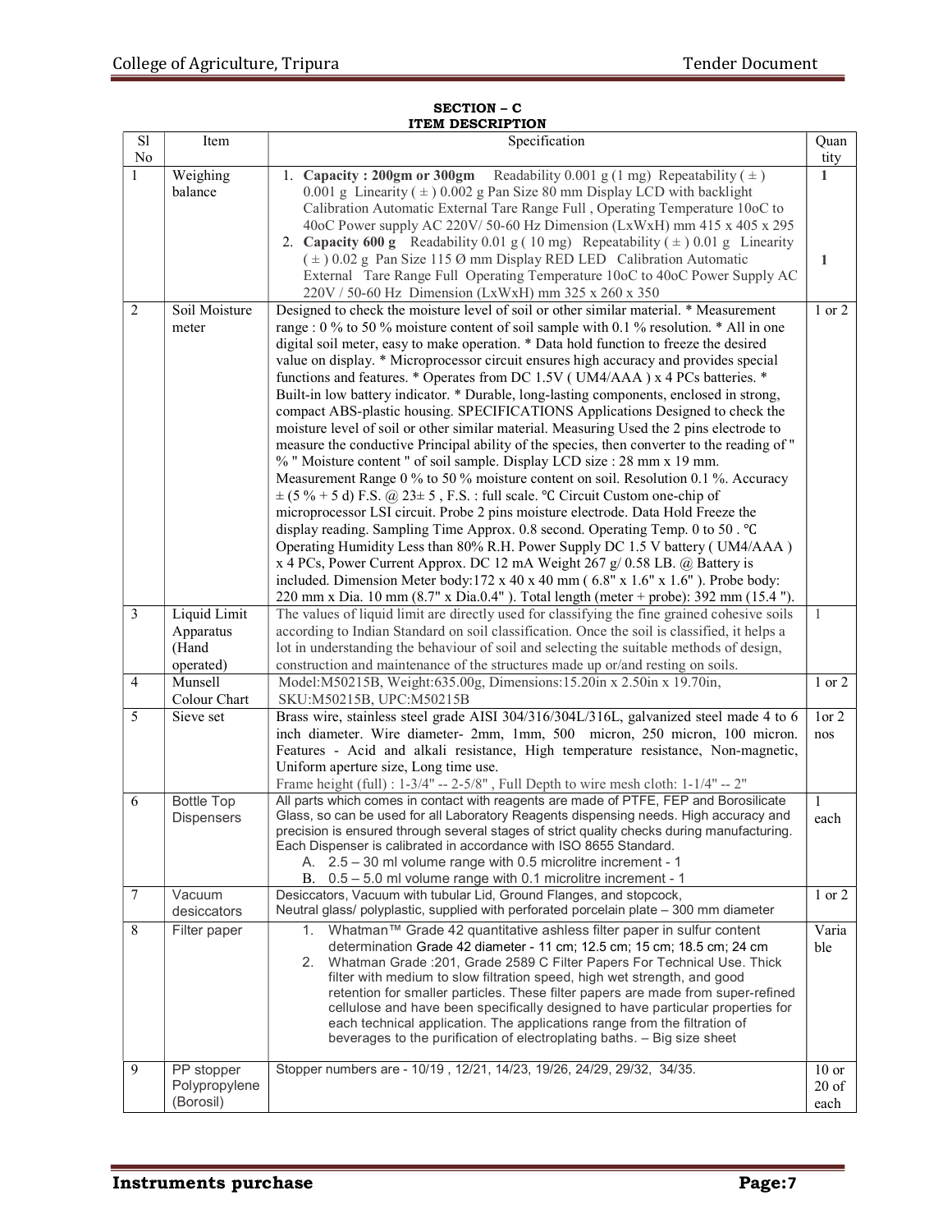**SECTION – C**
**ITEM DESCRIPTION**

| Sl No | Item | Specification | Quantity |
|---|---|---|---|
| 1 | Weighing balance | 1. **Capacity : 200gm or 300gm** Readability 0.001 g (1 mg) Repeatability ( ± ) 0.001 g Linearity ( ± ) 0.002 g Pan Size 80 mm Display LCD with backlight Calibration Automatic External Tare Range Full , Operating Temperature 10oC to 40oC Power supply AC 220V/ 50-60 Hz Dimension (LxWxH) mm 415 x 405 x 295<br>2. **Capacity 600 g** Readability 0.01 g ( 10 mg) Repeatability ( ± ) 0.01 g Linearity ( ± ) 0.02 g Pan Size 115 Ø mm Display RED LED Calibration Automatic External Tare Range Full Operating Temperature 10oC to 40oC Power Supply AC 220V / 50-60 Hz Dimension (LxWxH) mm 325 x 260 x 350 | **1**<br><br><br><br>**1** |
| 2 | Soil Moisture meter | Designed to check the moisture level of soil or other similar material. * Measurement range : 0 % to 50 % moisture content of soil sample with 0.1 % resolution. * All in one digital soil meter, easy to make operation. * Data hold function to freeze the desired value on display. * Microprocessor circuit ensures high accuracy and provides special functions and features. * Operates from DC 1.5V ( UM4/AAA ) x 4 PCs batteries. * Built-in low battery indicator. * Durable, long-lasting components, enclosed in strong, compact ABS-plastic housing. SPECIFICATIONS Applications Designed to check the moisture level of soil or other similar material. Measuring Used the 2 pins electrode to measure the conductive Principal ability of the species, then converter to the reading of " % " Moisture content " of soil sample. Display LCD size : 28 mm x 19 mm. Measurement Range 0 % to 50 % moisture content on soil. Resolution 0.1 %. Accuracy ± (5 % + 5 d) F.S. @ 23± 5 , F.S. : full scale. ℃ Circuit Custom one-chip of microprocessor LSI circuit. Probe 2 pins moisture electrode. Data Hold Freeze the display reading. Sampling Time Approx. 0.8 second. Operating Temp. 0 to 50 . ℃ Operating Humidity Less than 80% R.H. Power Supply DC 1.5 V battery ( UM4/AAA ) x 4 PCs, Power Current Approx. DC 12 mA Weight 267 g/ 0.58 LB. @ Battery is included. Dimension Meter body:172 x 40 x 40 mm ( 6.8" x 1.6" x 1.6" ). Probe body: 220 mm x Dia. 10 mm (8.7" x Dia.0.4" ). Total length (meter + probe): 392 mm (15.4 "). | 1 or 2 |
| 3 | Liquid Limit Apparatus (Hand operated) | The values of liquid limit are directly used for classifying the fine grained cohesive soils according to Indian Standard on soil classification. Once the soil is classified, it helps a lot in understanding the behaviour of soil and selecting the suitable methods of design, construction and maintenance of the structures made up or/and resting on soils. | 1 |
| 4 | Munsell Colour Chart | Model:M50215B, Weight:635.00g, Dimensions:15.20in x 2.50in x 19.70in, SKU:M50215B, UPC:M50215B | 1 or 2 |
| 5 | Sieve set | Brass wire, stainless steel grade AISI 304/316/304L/316L, galvanized steel made 4 to 6 inch diameter. Wire diameter- 2mm, 1mm, 500 micron, 250 micron, 100 micron. Features - Acid and alkali resistance, High temperature resistance, Non-magnetic, Uniform aperture size, Long time use.<br>Frame height (full) : 1-3/4" -- 2-5/8" , Full Depth to wire mesh cloth: 1-1/4" -- 2" | 1or 2 nos |
| 6 | Bottle Top Dispensers | All parts which comes in contact with reagents are made of PTFE, FEP and Borosilicate Glass, so can be used for all Laboratory Reagents dispensing needs. High accuracy and precision is ensured through several stages of strict quality checks during manufacturing. Each Dispenser is calibrated in accordance with ISO 8655 Standard.<br>A. 2.5 – 30 ml volume range with 0.5 microlitre increment - 1<br>B. 0.5 – 5.0 ml volume range with 0.1 microlitre increment - 1 | 1 each |
| 7 | Vacuum desiccators | Desiccators, Vacuum with tubular Lid, Ground Flanges, and stopcock, Neutral glass/ polyplastic, supplied with perforated porcelain plate – 300 mm diameter | 1 or 2 |
| 8 | Filter paper | 1. Whatman™ Grade 42 quantitative ashless filter paper in sulfur content determination Grade 42 diameter - 11 cm; 12.5 cm; 15 cm; 18.5 cm; 24 cm<br>2. Whatman Grade :201, Grade 2589 C Filter Papers For Technical Use. Thick filter with medium to slow filtration speed, high wet strength, and good retention for smaller particles. These filter papers are made from super-refined cellulose and have been specifically designed to have particular properties for each technical application. The applications range from the filtration of beverages to the purification of electroplating baths. – Big size sheet | Variable |
| 9 | PP stopper Polypropylene (Borosil) | Stopper numbers are - 10/19 , 12/21, 14/23, 19/26, 24/29, 29/32, 34/35. | 10 or 20 of each |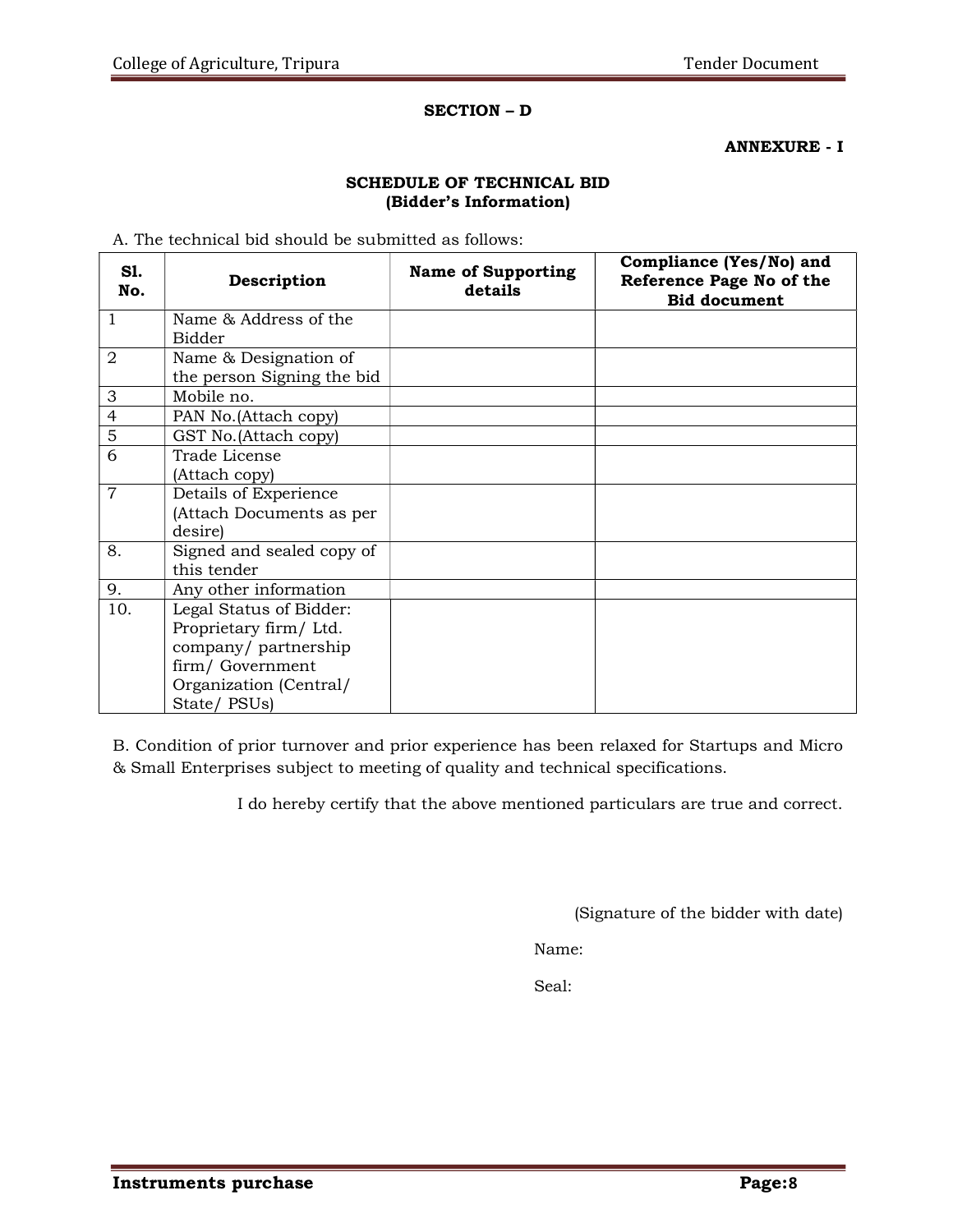## SECTION – D

**ANNEXURE - I**

### SCHEDULE OF TECHNICAL BID
### (Bidder's Information)

A. The technical bid should be submitted as follows:

| Sl. No. | Description | Name of Supporting details | Compliance (Yes/No) and Reference Page No of the Bid document |
|---|---|---|---|
| 1 | Name & Address of the Bidder | | |
| 2 | Name & Designation of the person Signing the bid | | |
| 3 | Mobile no. | | |
| 4 | PAN No.(Attach copy) | | |
| 5 | GST No.(Attach copy) | | |
| 6 | Trade License (Attach copy) | | |
| 7 | Details of Experience (Attach Documents as per desire) | | |
| 8. | Signed and sealed copy of this tender | | |
| 9. | Any other information | | |
| 10. | Legal Status of Bidder: Proprietary firm/ Ltd. company/ partnership firm/ Government Organization (Central/ State/ PSUs) | | |

B. Condition of prior turnover and prior experience has been relaxed for Startups and Micro & Small Enterprises subject to meeting of quality and technical specifications.

I do hereby certify that the above mentioned particulars are true and correct.

(Signature of the bidder with date)

Name:

Seal: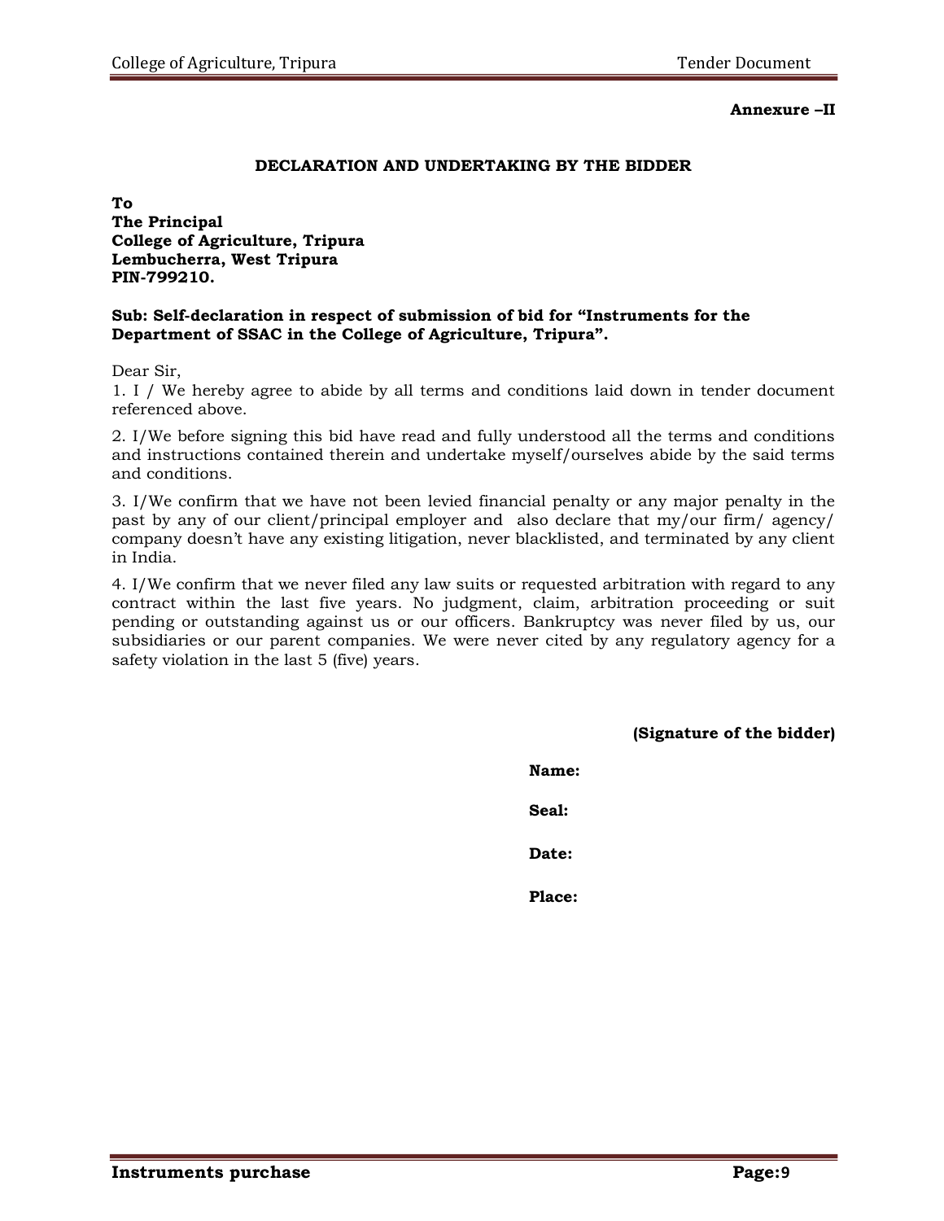**Annexure –II**

## DECLARATION AND UNDERTAKING BY THE BIDDER

**To**
**The Principal**
**College of Agriculture, Tripura**
**Lembucherra, West Tripura**
**PIN-799210.**

**Sub: Self-declaration in respect of submission of bid for "Instruments for the Department of SSAC in the College of Agriculture, Tripura".**

Dear Sir,

1. I / We hereby agree to abide by all terms and conditions laid down in tender document referenced above.

2. I/We before signing this bid have read and fully understood all the terms and conditions and instructions contained therein and undertake myself/ourselves abide by the said terms and conditions.

3. I/We confirm that we have not been levied financial penalty or any major penalty in the past by any of our client/principal employer and also declare that my/our firm/ agency/ company doesn't have any existing litigation, never blacklisted, and terminated by any client in India.

4. I/We confirm that we never filed any law suits or requested arbitration with regard to any contract within the last five years. No judgment, claim, arbitration proceeding or suit pending or outstanding against us or our officers. Bankruptcy was never filed by us, our subsidiaries or our parent companies. We were never cited by any regulatory agency for a safety violation in the last 5 (five) years.

**(Signature of the bidder)**

**Name:**

**Seal:**

**Date:**

**Place:**